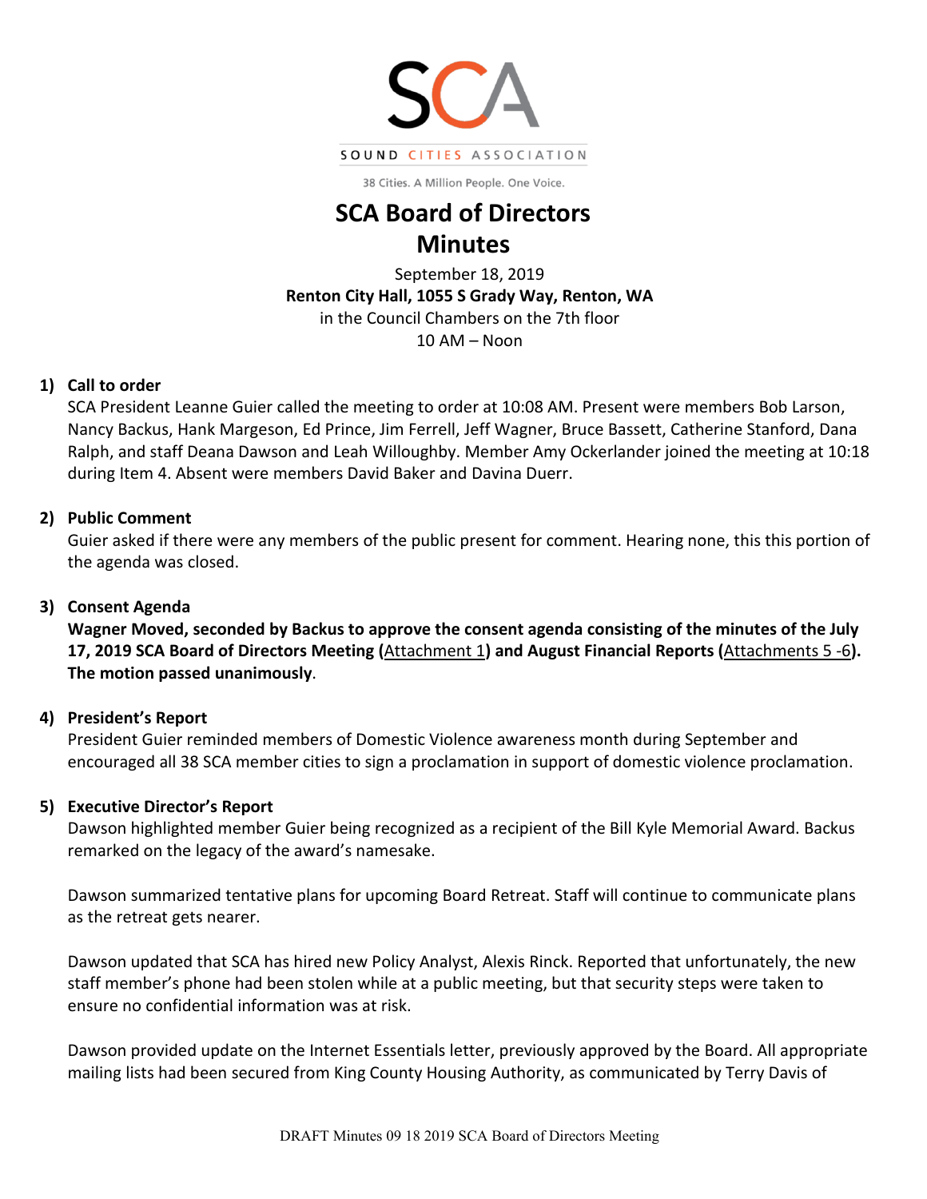SOUND CITIES ASSOCIATION

38 Cities. A Million People. One Voice.

# SCA Board of Directors Minutes

September 18, 2019
**Renton City Hall, 1055 S Grady Way, Renton, WA**
in the Council Chambers on the 7th floor
10 AM – Noon

## 1) Call to order

SCA President Leanne Guier called the meeting to order at 10:08 AM. Present were members Bob Larson, Nancy Backus, Hank Margeson, Ed Prince, Jim Ferrell, Jeff Wagner, Bruce Bassett, Catherine Stanford, Dana Ralph, and staff Deana Dawson and Leah Willoughby. Member Amy Ockerlander joined the meeting at 10:18 during Item 4. Absent were members David Baker and Davina Duerr.

## 2) Public Comment

Guier asked if there were any members of the public present for comment. Hearing none, this this portion of the agenda was closed.

## 3) Consent Agenda

**Wagner Moved, seconded by Backus to approve the consent agenda consisting of the minutes of the July 17, 2019 SCA Board of Directors Meeting (Attachment 1) and August Financial Reports (Attachments 5 -6). The motion passed unanimously**.

## 4) President's Report

President Guier reminded members of Domestic Violence awareness month during September and encouraged all 38 SCA member cities to sign a proclamation in support of domestic violence proclamation.

## 5) Executive Director's Report

Dawson highlighted member Guier being recognized as a recipient of the Bill Kyle Memorial Award. Backus remarked on the legacy of the award's namesake.

Dawson summarized tentative plans for upcoming Board Retreat. Staff will continue to communicate plans as the retreat gets nearer.

Dawson updated that SCA has hired new Policy Analyst, Alexis Rinck. Reported that unfortunately, the new staff member's phone had been stolen while at a public meeting, but that security steps were taken to ensure no confidential information was at risk.

Dawson provided update on the Internet Essentials letter, previously approved by the Board. All appropriate mailing lists had been secured from King County Housing Authority, as communicated by Terry Davis of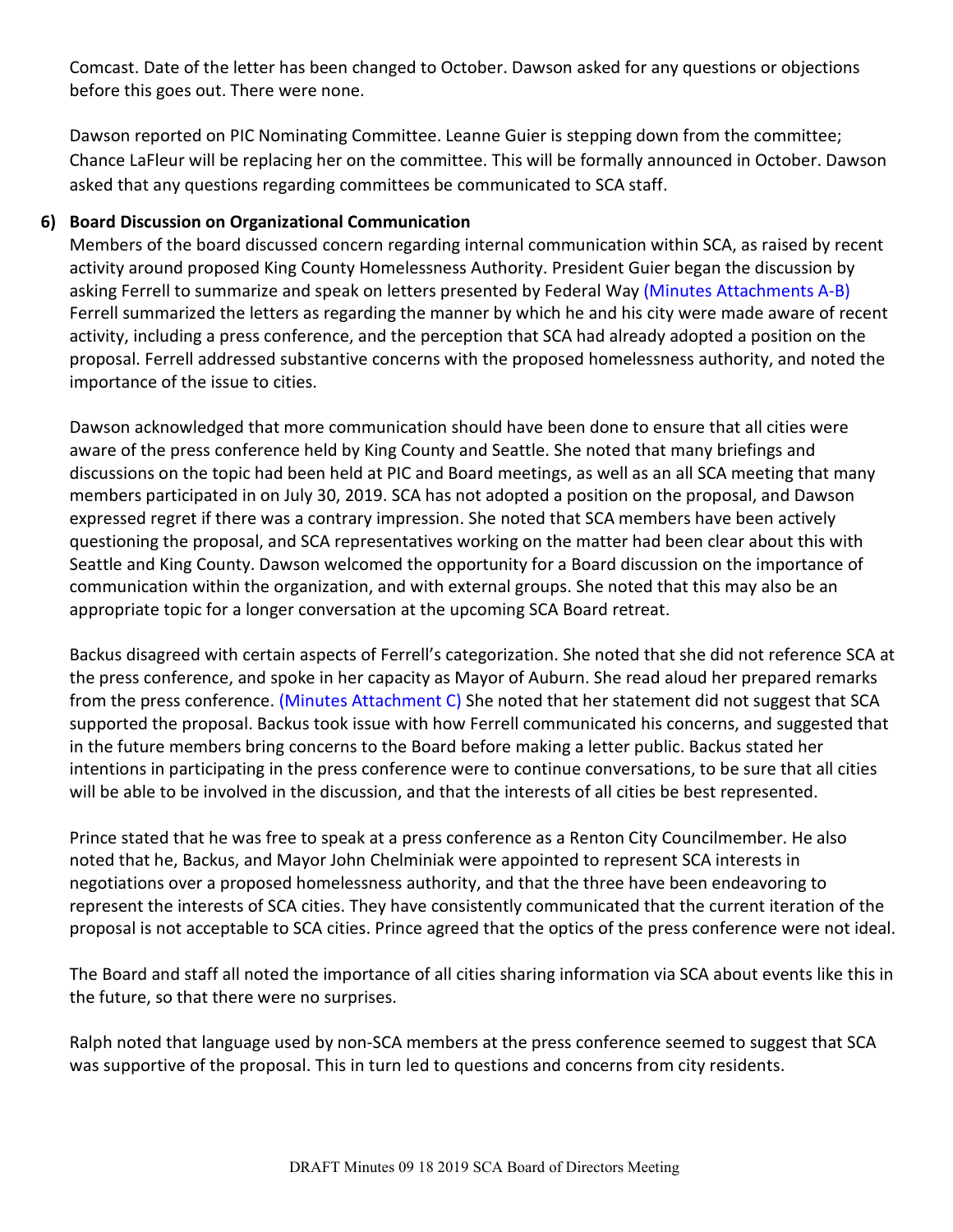Comcast. Date of the letter has been changed to October. Dawson asked for any questions or objections before this goes out. There were none.

Dawson reported on PIC Nominating Committee. Leanne Guier is stepping down from the committee; Chance LaFleur will be replacing her on the committee. This will be formally announced in October. Dawson asked that any questions regarding committees be communicated to SCA staff.

**6) Board Discussion on Organizational Communication**

Members of the board discussed concern regarding internal communication within SCA, as raised by recent activity around proposed King County Homelessness Authority. President Guier began the discussion by asking Ferrell to summarize and speak on letters presented by Federal Way (Minutes Attachments A-B) Ferrell summarized the letters as regarding the manner by which he and his city were made aware of recent activity, including a press conference, and the perception that SCA had already adopted a position on the proposal. Ferrell addressed substantive concerns with the proposed homelessness authority, and noted the importance of the issue to cities.

Dawson acknowledged that more communication should have been done to ensure that all cities were aware of the press conference held by King County and Seattle. She noted that many briefings and discussions on the topic had been held at PIC and Board meetings, as well as an all SCA meeting that many members participated in on July 30, 2019. SCA has not adopted a position on the proposal, and Dawson expressed regret if there was a contrary impression. She noted that SCA members have been actively questioning the proposal, and SCA representatives working on the matter had been clear about this with Seattle and King County. Dawson welcomed the opportunity for a Board discussion on the importance of communication within the organization, and with external groups. She noted that this may also be an appropriate topic for a longer conversation at the upcoming SCA Board retreat.

Backus disagreed with certain aspects of Ferrell's categorization. She noted that she did not reference SCA at the press conference, and spoke in her capacity as Mayor of Auburn. She read aloud her prepared remarks from the press conference. (Minutes Attachment C) She noted that her statement did not suggest that SCA supported the proposal. Backus took issue with how Ferrell communicated his concerns, and suggested that in the future members bring concerns to the Board before making a letter public. Backus stated her intentions in participating in the press conference were to continue conversations, to be sure that all cities will be able to be involved in the discussion, and that the interests of all cities be best represented.

Prince stated that he was free to speak at a press conference as a Renton City Councilmember. He also noted that he, Backus, and Mayor John Chelminiak were appointed to represent SCA interests in negotiations over a proposed homelessness authority, and that the three have been endeavoring to represent the interests of SCA cities. They have consistently communicated that the current iteration of the proposal is not acceptable to SCA cities. Prince agreed that the optics of the press conference were not ideal.

The Board and staff all noted the importance of all cities sharing information via SCA about events like this in the future, so that there were no surprises.

Ralph noted that language used by non-SCA members at the press conference seemed to suggest that SCA was supportive of the proposal. This in turn led to questions and concerns from city residents.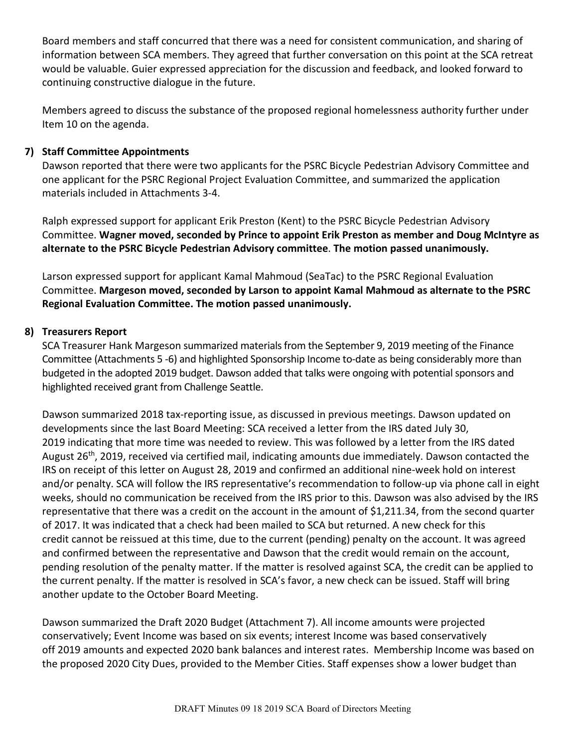Board members and staff concurred that there was a need for consistent communication, and sharing of information between SCA members. They agreed that further conversation on this point at the SCA retreat would be valuable. Guier expressed appreciation for the discussion and feedback, and looked forward to continuing constructive dialogue in the future.

Members agreed to discuss the substance of the proposed regional homelessness authority further under Item 10 on the agenda.

**7) Staff Committee Appointments**

Dawson reported that there were two applicants for the PSRC Bicycle Pedestrian Advisory Committee and one applicant for the PSRC Regional Project Evaluation Committee, and summarized the application materials included in Attachments 3-4.

Ralph expressed support for applicant Erik Preston (Kent) to the PSRC Bicycle Pedestrian Advisory Committee. **Wagner moved, seconded by Prince to appoint Erik Preston as member and Doug McIntyre as alternate to the PSRC Bicycle Pedestrian Advisory committee**. **The motion passed unanimously.**

Larson expressed support for applicant Kamal Mahmoud (SeaTac) to the PSRC Regional Evaluation Committee. **Margeson moved, seconded by Larson to appoint Kamal Mahmoud as alternate to the PSRC Regional Evaluation Committee. The motion passed unanimously.**

**8) Treasurers Report**

SCA Treasurer Hank Margeson summarized materials from the September 9, 2019 meeting of the Finance Committee (Attachments 5 -6) and highlighted Sponsorship Income to-date as being considerably more than budgeted in the adopted 2019 budget. Dawson added that talks were ongoing with potential sponsors and highlighted received grant from Challenge Seattle.

Dawson summarized 2018 tax-reporting issue, as discussed in previous meetings. Dawson updated on developments since the last Board Meeting: SCA received a letter from the IRS dated July 30, 2019 indicating that more time was needed to review. This was followed by a letter from the IRS dated August 26th, 2019, received via certified mail, indicating amounts due immediately. Dawson contacted the IRS on receipt of this letter on August 28, 2019 and confirmed an additional nine-week hold on interest and/or penalty. SCA will follow the IRS representative's recommendation to follow-up via phone call in eight weeks, should no communication be received from the IRS prior to this. Dawson was also advised by the IRS representative that there was a credit on the account in the amount of $1,211.34, from the second quarter of 2017. It was indicated that a check had been mailed to SCA but returned. A new check for this credit cannot be reissued at this time, due to the current (pending) penalty on the account. It was agreed and confirmed between the representative and Dawson that the credit would remain on the account, pending resolution of the penalty matter. If the matter is resolved against SCA, the credit can be applied to the current penalty. If the matter is resolved in SCA's favor, a new check can be issued. Staff will bring another update to the October Board Meeting.

Dawson summarized the Draft 2020 Budget (Attachment 7). All income amounts were projected conservatively; Event Income was based on six events; interest Income was based conservatively off 2019 amounts and expected 2020 bank balances and interest rates. Membership Income was based on the proposed 2020 City Dues, provided to the Member Cities. Staff expenses show a lower budget than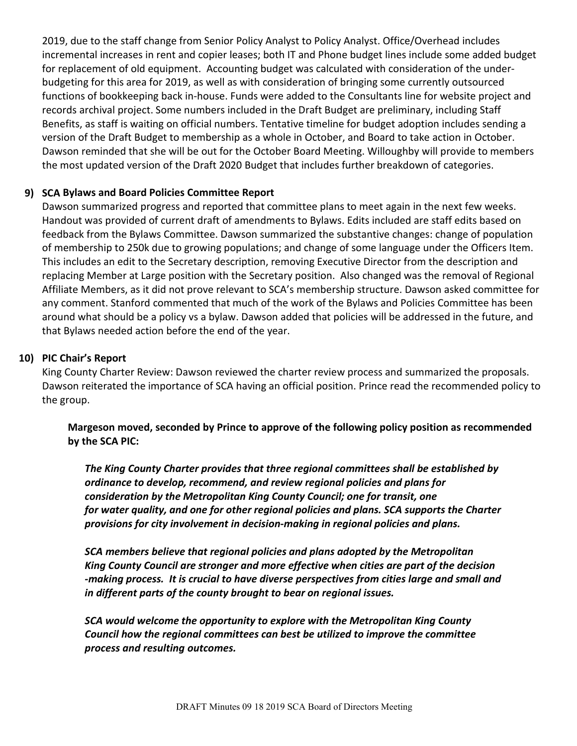2019, due to the staff change from Senior Policy Analyst to Policy Analyst. Office/Overhead includes incremental increases in rent and copier leases; both IT and Phone budget lines include some added budget for replacement of old equipment. Accounting budget was calculated with consideration of the under-budgeting for this area for 2019, as well as with consideration of bringing some currently outsourced functions of bookkeeping back in-house. Funds were added to the Consultants line for website project and records archival project. Some numbers included in the Draft Budget are preliminary, including Staff Benefits, as staff is waiting on official numbers. Tentative timeline for budget adoption includes sending a version of the Draft Budget to membership as a whole in October, and Board to take action in October. Dawson reminded that she will be out for the October Board Meeting. Willoughby will provide to members the most updated version of the Draft 2020 Budget that includes further breakdown of categories.

**9) SCA Bylaws and Board Policies Committee Report**

Dawson summarized progress and reported that committee plans to meet again in the next few weeks. Handout was provided of current draft of amendments to Bylaws. Edits included are staff edits based on feedback from the Bylaws Committee. Dawson summarized the substantive changes: change of population of membership to 250k due to growing populations; and change of some language under the Officers Item. This includes an edit to the Secretary description, removing Executive Director from the description and replacing Member at Large position with the Secretary position. Also changed was the removal of Regional Affiliate Members, as it did not prove relevant to SCA's membership structure. Dawson asked committee for any comment. Stanford commented that much of the work of the Bylaws and Policies Committee has been around what should be a policy vs a bylaw. Dawson added that policies will be addressed in the future, and that Bylaws needed action before the end of the year.

**10) PIC Chair's Report**

King County Charter Review: Dawson reviewed the charter review process and summarized the proposals. Dawson reiterated the importance of SCA having an official position. Prince read the recommended policy to the group.

**Margeson moved, seconded by Prince to approve of the following policy position as recommended by the SCA PIC:**

***The King County Charter provides that three regional committees shall be established by ordinance to develop, recommend, and review regional policies and plans for consideration by the Metropolitan King County Council; one for transit, one for water quality, and one for other regional policies and plans. SCA supports the Charter provisions for city involvement in decision-making in regional policies and plans.***

***SCA members believe that regional policies and plans adopted by the Metropolitan King County Council are stronger and more effective when cities are part of the decision-making process. It is crucial to have diverse perspectives from cities large and small and in different parts of the county brought to bear on regional issues.***

***SCA would welcome the opportunity to explore with the Metropolitan King County Council how the regional committees can best be utilized to improve the committee process and resulting outcomes.***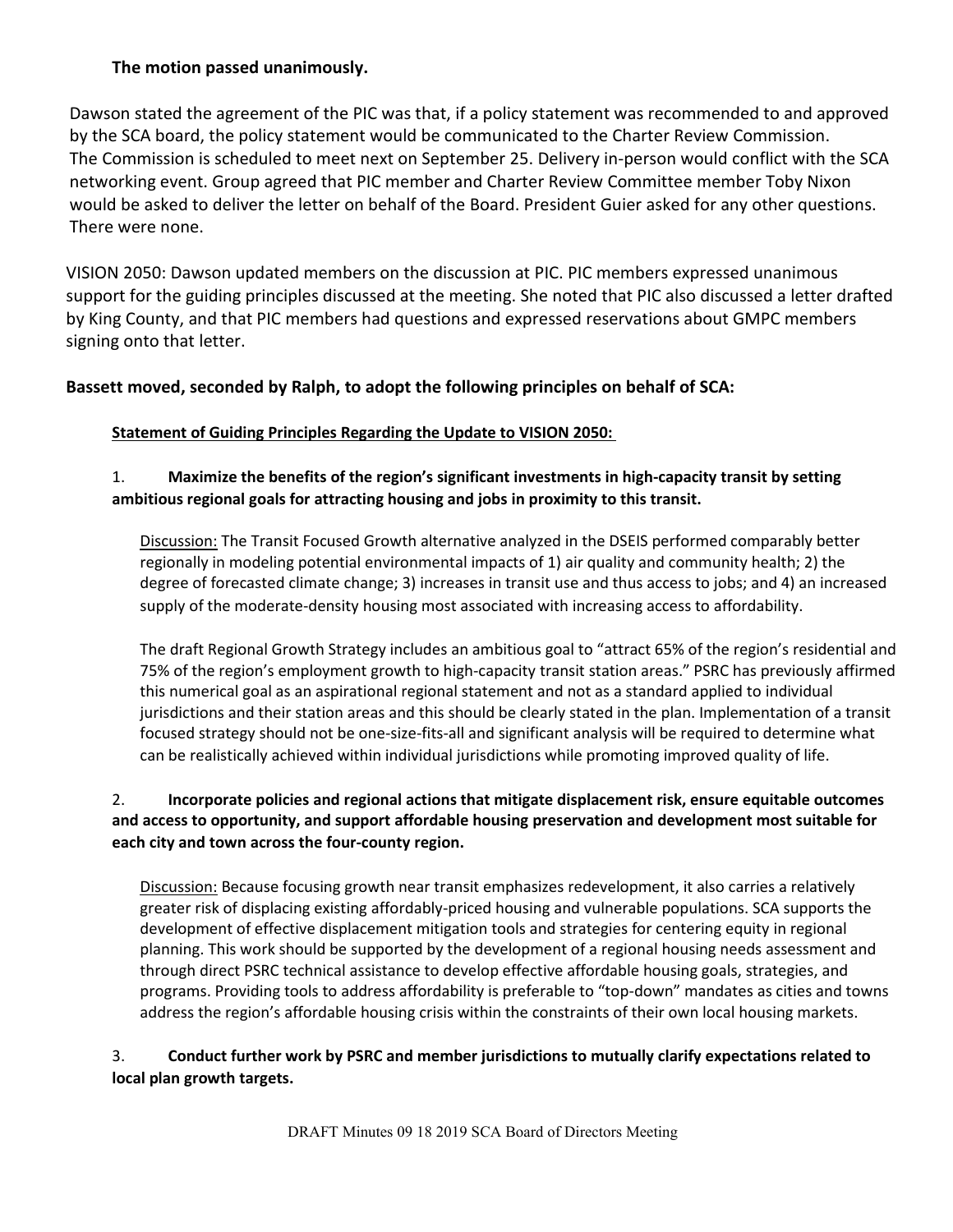**The motion passed unanimously.**

Dawson stated the agreement of the PIC was that, if a policy statement was recommended to and approved by the SCA board, the policy statement would be communicated to the Charter Review Commission. The Commission is scheduled to meet next on September 25. Delivery in-person would conflict with the SCA networking event. Group agreed that PIC member and Charter Review Committee member Toby Nixon would be asked to deliver the letter on behalf of the Board. President Guier asked for any other questions. There were none.

VISION 2050: Dawson updated members on the discussion at PIC. PIC members expressed unanimous support for the guiding principles discussed at the meeting. She noted that PIC also discussed a letter drafted by King County, and that PIC members had questions and expressed reservations about GMPC members signing onto that letter.

**Bassett moved, seconded by Ralph, to adopt the following principles on behalf of SCA:**

**Statement of Guiding Principles Regarding the Update to VISION 2050:**

1. **Maximize the benefits of the region's significant investments in high-capacity transit by setting ambitious regional goals for attracting housing and jobs in proximity to this transit.**

   Discussion: The Transit Focused Growth alternative analyzed in the DSEIS performed comparably better regionally in modeling potential environmental impacts of 1) air quality and community health; 2) the degree of forecasted climate change; 3) increases in transit use and thus access to jobs; and 4) an increased supply of the moderate-density housing most associated with increasing access to affordability.

   The draft Regional Growth Strategy includes an ambitious goal to "attract 65% of the region's residential and 75% of the region's employment growth to high-capacity transit station areas." PSRC has previously affirmed this numerical goal as an aspirational regional statement and not as a standard applied to individual jurisdictions and their station areas and this should be clearly stated in the plan. Implementation of a transit focused strategy should not be one-size-fits-all and significant analysis will be required to determine what can be realistically achieved within individual jurisdictions while promoting improved quality of life.

2. **Incorporate policies and regional actions that mitigate displacement risk, ensure equitable outcomes and access to opportunity, and support affordable housing preservation and development most suitable for each city and town across the four-county region.**

   Discussion: Because focusing growth near transit emphasizes redevelopment, it also carries a relatively greater risk of displacing existing affordably-priced housing and vulnerable populations. SCA supports the development of effective displacement mitigation tools and strategies for centering equity in regional planning. This work should be supported by the development of a regional housing needs assessment and through direct PSRC technical assistance to develop effective affordable housing goals, strategies, and programs. Providing tools to address affordability is preferable to "top-down" mandates as cities and towns address the region's affordable housing crisis within the constraints of their own local housing markets.

3. **Conduct further work by PSRC and member jurisdictions to mutually clarify expectations related to local plan growth targets.**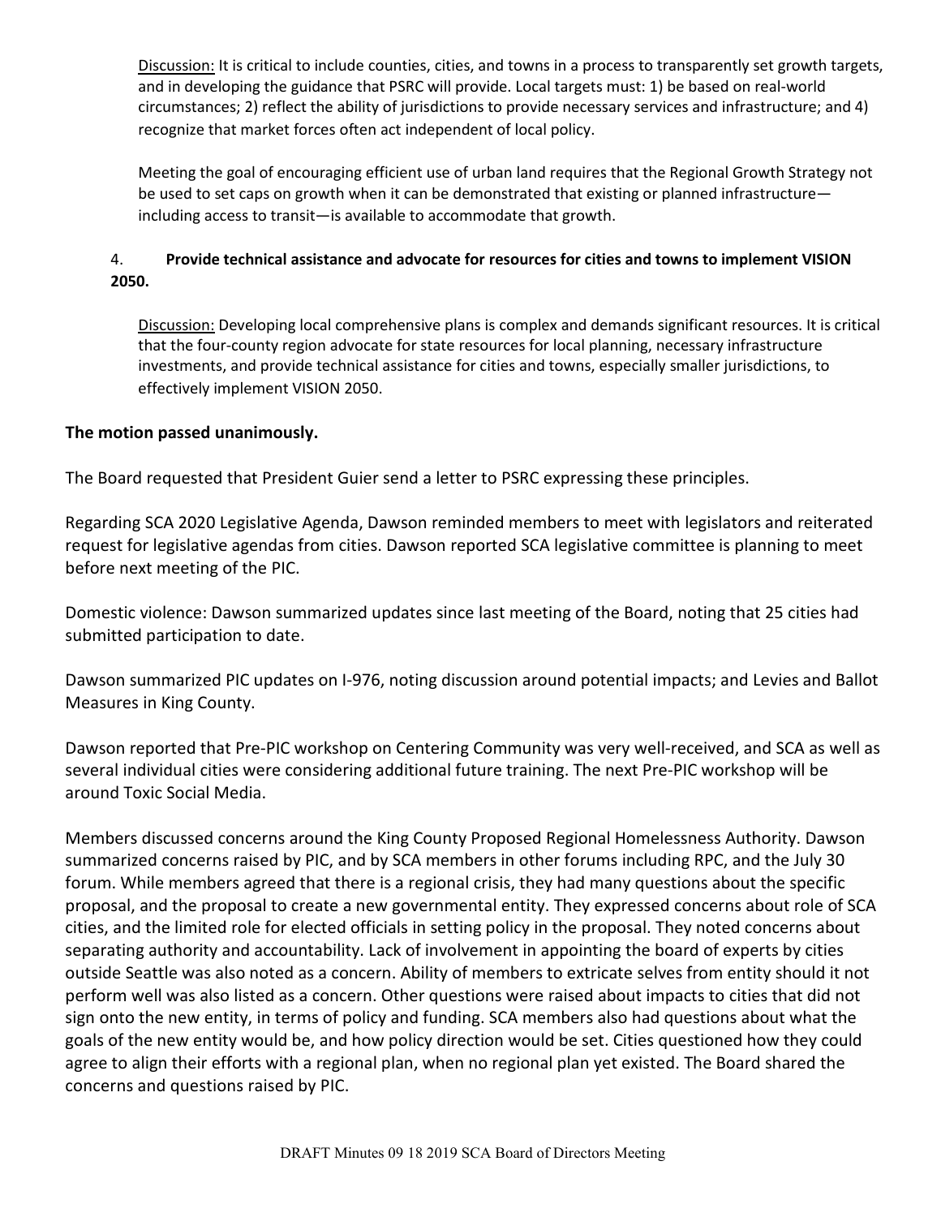Discussion: It is critical to include counties, cities, and towns in a process to transparently set growth targets, and in developing the guidance that PSRC will provide. Local targets must: 1) be based on real-world circumstances; 2) reflect the ability of jurisdictions to provide necessary services and infrastructure; and 4) recognize that market forces often act independent of local policy.

Meeting the goal of encouraging efficient use of urban land requires that the Regional Growth Strategy not be used to set caps on growth when it can be demonstrated that existing or planned infrastructure—including access to transit—is available to accommodate that growth.

4. **Provide technical assistance and advocate for resources for cities and towns to implement VISION 2050.**

Discussion: Developing local comprehensive plans is complex and demands significant resources. It is critical that the four-county region advocate for state resources for local planning, necessary infrastructure investments, and provide technical assistance for cities and towns, especially smaller jurisdictions, to effectively implement VISION 2050.

**The motion passed unanimously.**

The Board requested that President Guier send a letter to PSRC expressing these principles.

Regarding SCA 2020 Legislative Agenda, Dawson reminded members to meet with legislators and reiterated request for legislative agendas from cities. Dawson reported SCA legislative committee is planning to meet before next meeting of the PIC.

Domestic violence: Dawson summarized updates since last meeting of the Board, noting that 25 cities had submitted participation to date.

Dawson summarized PIC updates on I-976, noting discussion around potential impacts; and Levies and Ballot Measures in King County.

Dawson reported that Pre-PIC workshop on Centering Community was very well-received, and SCA as well as several individual cities were considering additional future training. The next Pre-PIC workshop will be around Toxic Social Media.

Members discussed concerns around the King County Proposed Regional Homelessness Authority. Dawson summarized concerns raised by PIC, and by SCA members in other forums including RPC, and the July 30 forum. While members agreed that there is a regional crisis, they had many questions about the specific proposal, and the proposal to create a new governmental entity. They expressed concerns about role of SCA cities, and the limited role for elected officials in setting policy in the proposal. They noted concerns about separating authority and accountability. Lack of involvement in appointing the board of experts by cities outside Seattle was also noted as a concern. Ability of members to extricate selves from entity should it not perform well was also listed as a concern. Other questions were raised about impacts to cities that did not sign onto the new entity, in terms of policy and funding. SCA members also had questions about what the goals of the new entity would be, and how policy direction would be set. Cities questioned how they could agree to align their efforts with a regional plan, when no regional plan yet existed. The Board shared the concerns and questions raised by PIC.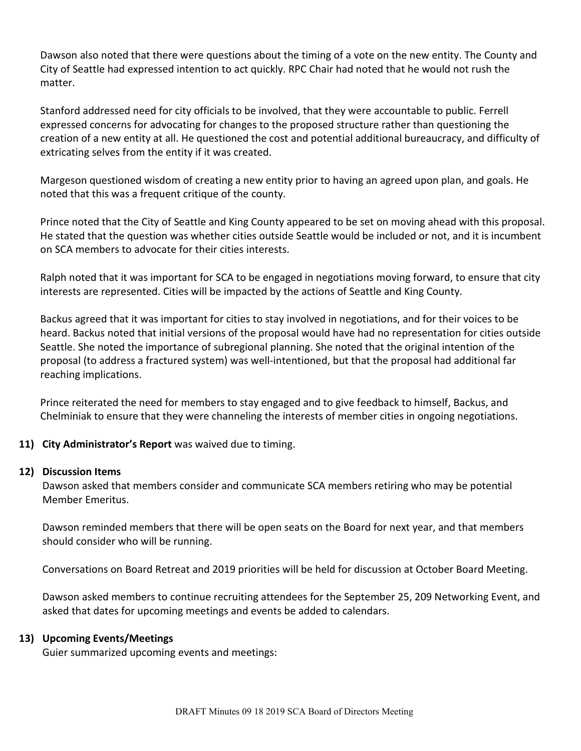Dawson also noted that there were questions about the timing of a vote on the new entity. The County and City of Seattle had expressed intention to act quickly. RPC Chair had noted that he would not rush the matter.

Stanford addressed need for city officials to be involved, that they were accountable to public. Ferrell expressed concerns for advocating for changes to the proposed structure rather than questioning the creation of a new entity at all. He questioned the cost and potential additional bureaucracy, and difficulty of extricating selves from the entity if it was created.

Margeson questioned wisdom of creating a new entity prior to having an agreed upon plan, and goals. He noted that this was a frequent critique of the county.

Prince noted that the City of Seattle and King County appeared to be set on moving ahead with this proposal. He stated that the question was whether cities outside Seattle would be included or not, and it is incumbent on SCA members to advocate for their cities interests.

Ralph noted that it was important for SCA to be engaged in negotiations moving forward, to ensure that city interests are represented. Cities will be impacted by the actions of Seattle and King County.

Backus agreed that it was important for cities to stay involved in negotiations, and for their voices to be heard. Backus noted that initial versions of the proposal would have had no representation for cities outside Seattle. She noted the importance of subregional planning. She noted that the original intention of the proposal (to address a fractured system) was well-intentioned, but that the proposal had additional far reaching implications.

Prince reiterated the need for members to stay engaged and to give feedback to himself, Backus, and Chelminiak to ensure that they were channeling the interests of member cities in ongoing negotiations.

11) **City Administrator's Report** was waived due to timing.

12) **Discussion Items**

Dawson asked that members consider and communicate SCA members retiring who may be potential Member Emeritus.

Dawson reminded members that there will be open seats on the Board for next year, and that members should consider who will be running.

Conversations on Board Retreat and 2019 priorities will be held for discussion at October Board Meeting.

Dawson asked members to continue recruiting attendees for the September 25, 209 Networking Event, and asked that dates for upcoming meetings and events be added to calendars.

13) **Upcoming Events/Meetings**

Guier summarized upcoming events and meetings: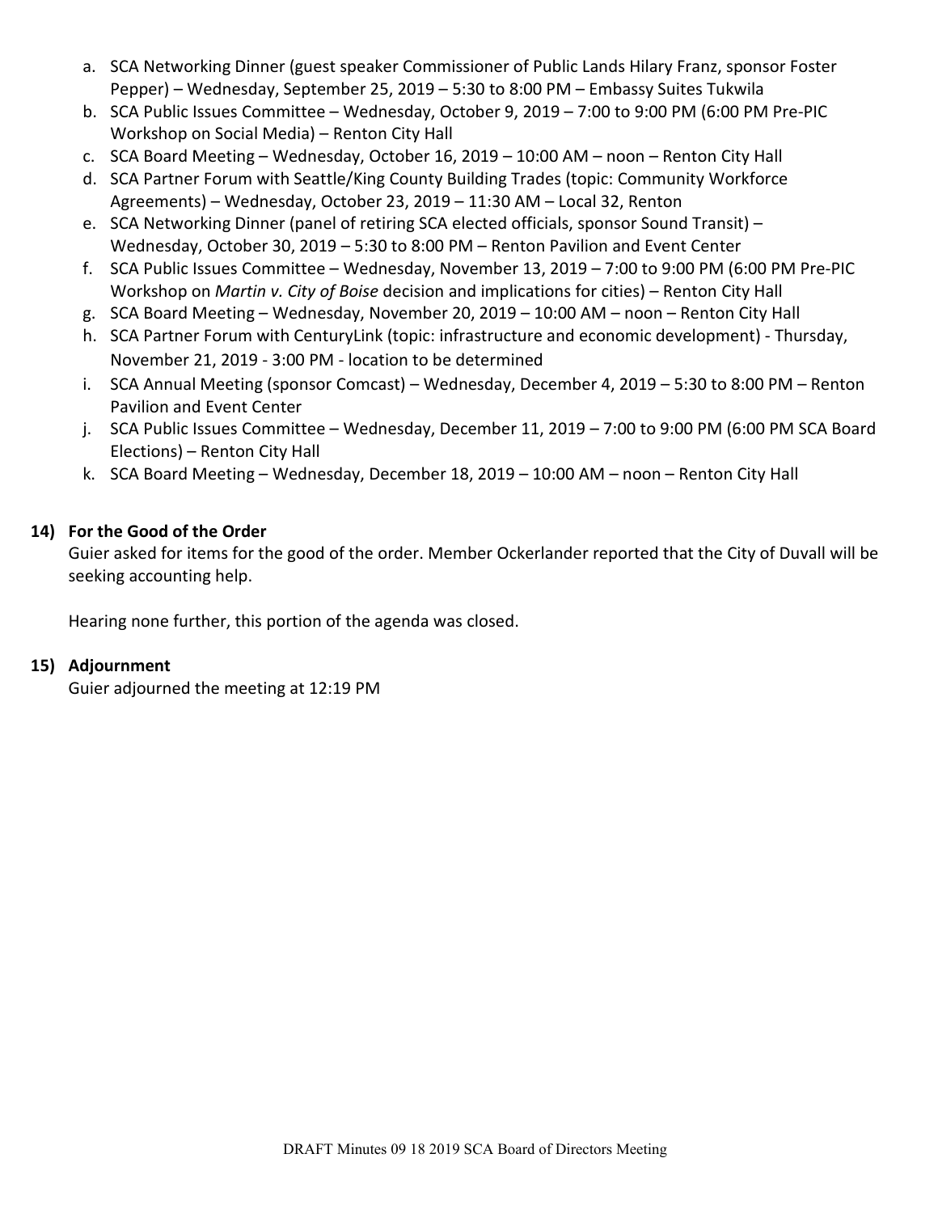a. SCA Networking Dinner (guest speaker Commissioner of Public Lands Hilary Franz, sponsor Foster Pepper) – Wednesday, September 25, 2019 – 5:30 to 8:00 PM – Embassy Suites Tukwila
b. SCA Public Issues Committee – Wednesday, October 9, 2019 – 7:00 to 9:00 PM (6:00 PM Pre-PIC Workshop on Social Media) – Renton City Hall
c. SCA Board Meeting – Wednesday, October 16, 2019 – 10:00 AM – noon – Renton City Hall
d. SCA Partner Forum with Seattle/King County Building Trades (topic: Community Workforce Agreements) – Wednesday, October 23, 2019 – 11:30 AM – Local 32, Renton
e. SCA Networking Dinner (panel of retiring SCA elected officials, sponsor Sound Transit) – Wednesday, October 30, 2019 – 5:30 to 8:00 PM – Renton Pavilion and Event Center
f. SCA Public Issues Committee – Wednesday, November 13, 2019 – 7:00 to 9:00 PM (6:00 PM Pre-PIC Workshop on *Martin v. City of Boise* decision and implications for cities) – Renton City Hall
g. SCA Board Meeting – Wednesday, November 20, 2019 – 10:00 AM – noon – Renton City Hall
h. SCA Partner Forum with CenturyLink (topic: infrastructure and economic development) - Thursday, November 21, 2019 - 3:00 PM - location to be determined
i. SCA Annual Meeting (sponsor Comcast) – Wednesday, December 4, 2019 – 5:30 to 8:00 PM – Renton Pavilion and Event Center
j. SCA Public Issues Committee – Wednesday, December 11, 2019 – 7:00 to 9:00 PM (6:00 PM SCA Board Elections) – Renton City Hall
k. SCA Board Meeting – Wednesday, December 18, 2019 – 10:00 AM – noon – Renton City Hall

**14) For the Good of the Order**

Guier asked for items for the good of the order. Member Ockerlander reported that the City of Duvall will be seeking accounting help.

Hearing none further, this portion of the agenda was closed.

**15) Adjournment**

Guier adjourned the meeting at 12:19 PM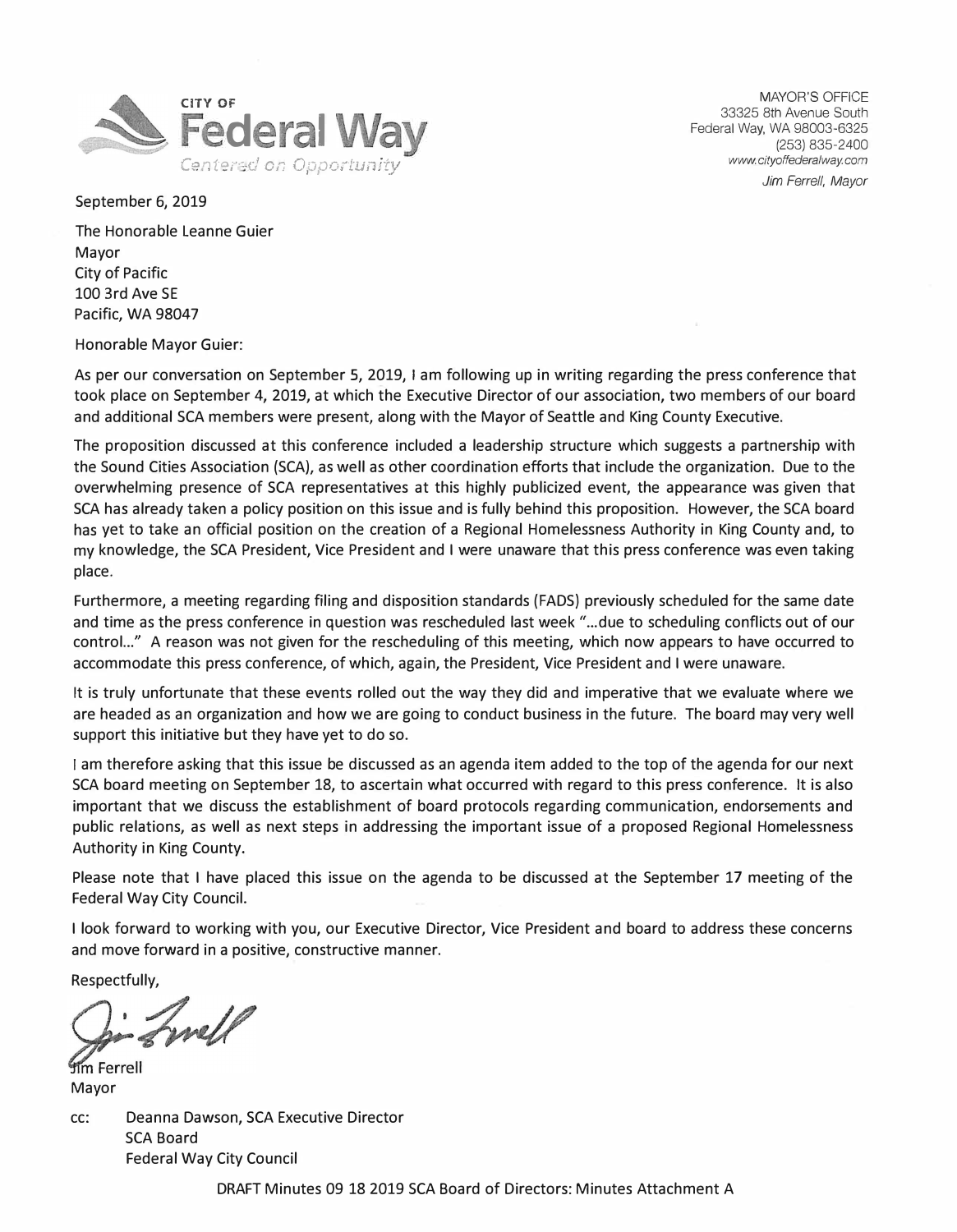**CITY OF Federal Way**
*Centered on Opportunity*

MAYOR'S OFFICE
33325 8th Avenue South
Federal Way, WA 98003-6325
(253) 835-2400
www.cityoffederalway.com
*Jim Ferrell, Mayor*

September 6, 2019

The Honorable Leanne Guier
Mayor
City of Pacific
100 3rd Ave SE
Pacific, WA 98047

Honorable Mayor Guier:

As per our conversation on September 5, 2019, I am following up in writing regarding the press conference that took place on September 4, 2019, at which the Executive Director of our association, two members of our board and additional SCA members were present, along with the Mayor of Seattle and King County Executive.

The proposition discussed at this conference included a leadership structure which suggests a partnership with the Sound Cities Association (SCA), as well as other coordination efforts that include the organization. Due to the overwhelming presence of SCA representatives at this highly publicized event, the appearance was given that SCA has already taken a policy position on this issue and is fully behind this proposition. However, the SCA board has yet to take an official position on the creation of a Regional Homelessness Authority in King County and, to my knowledge, the SCA President, Vice President and I were unaware that this press conference was even taking place.

Furthermore, a meeting regarding filing and disposition standards (FADS) previously scheduled for the same date and time as the press conference in question was rescheduled last week "...due to scheduling conflicts out of our control..." A reason was not given for the rescheduling of this meeting, which now appears to have occurred to accommodate this press conference, of which, again, the President, Vice President and I were unaware.

It is truly unfortunate that these events rolled out the way they did and imperative that we evaluate where we are headed as an organization and how we are going to conduct business in the future. The board may very well support this initiative but they have yet to do so.

I am therefore asking that this issue be discussed as an agenda item added to the top of the agenda for our next SCA board meeting on September 18, to ascertain what occurred with regard to this press conference. It is also important that we discuss the establishment of board protocols regarding communication, endorsements and public relations, as well as next steps in addressing the important issue of a proposed Regional Homelessness Authority in King County.

Please note that I have placed this issue on the agenda to be discussed at the September 17 meeting of the Federal Way City Council.

I look forward to working with you, our Executive Director, Vice President and board to address these concerns and move forward in a positive, constructive manner.

Respectfully,

Jim Ferrell
Mayor

cc: Deanna Dawson, SCA Executive Director
SCA Board
Federal Way City Council

DRAFT Minutes 09 18 2019 SCA Board of Directors: Minutes Attachment A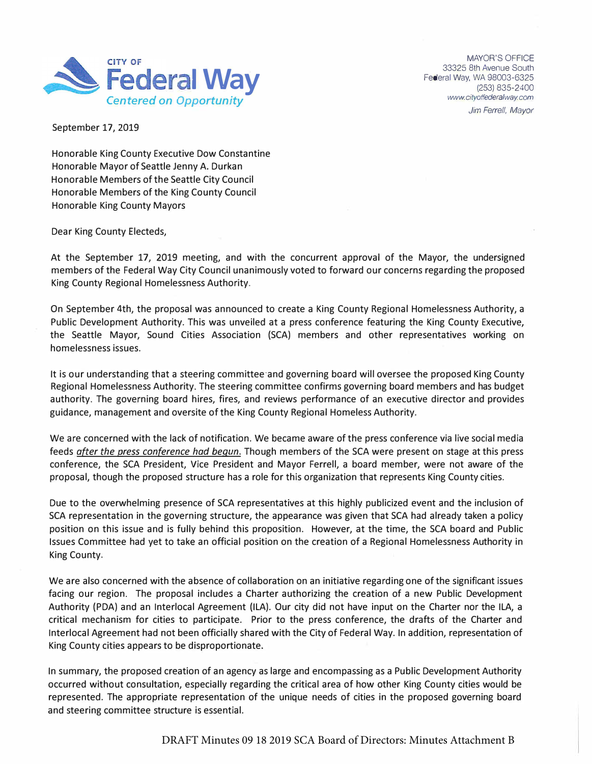CITY OF **Federal Way**

*Centered on Opportunity*

MAYOR'S OFFICE
33325 8th Avenue South
Federal Way, WA 98003-6325
(253) 835-2400
*www.cityoffederalway.com*
*Jim Ferrell, Mayor*

September 17, 2019

Honorable King County Executive Dow Constantine
Honorable Mayor of Seattle Jenny A. Durkan
Honorable Members of the Seattle City Council
Honorable Members of the King County Council
Honorable King County Mayors

Dear King County Electeds,

At the September 17, 2019 meeting, and with the concurrent approval of the Mayor, the undersigned members of the Federal Way City Council unanimously voted to forward our concerns regarding the proposed King County Regional Homelessness Authority.

On September 4th, the proposal was announced to create a King County Regional Homelessness Authority, a Public Development Authority. This was unveiled at a press conference featuring the King County Executive, the Seattle Mayor, Sound Cities Association (SCA) members and other representatives working on homelessness issues.

It is our understanding that a steering committee and governing board will oversee the proposed King County Regional Homelessness Authority. The steering committee confirms governing board members and has budget authority. The governing board hires, fires, and reviews performance of an executive director and provides guidance, management and oversite of the King County Regional Homeless Authority.

We are concerned with the lack of notification. We became aware of the press conference via live social media feeds *after the press conference had begun.* Though members of the SCA were present on stage at this press conference, the SCA President, Vice President and Mayor Ferrell, a board member, were not aware of the proposal, though the proposed structure has a role for this organization that represents King County cities.

Due to the overwhelming presence of SCA representatives at this highly publicized event and the inclusion of SCA representation in the governing structure, the appearance was given that SCA had already taken a policy position on this issue and is fully behind this proposition. However, at the time, the SCA board and Public Issues Committee had yet to take an official position on the creation of a Regional Homelessness Authority in King County.

We are also concerned with the absence of collaboration on an initiative regarding one of the significant issues facing our region. The proposal includes a Charter authorizing the creation of a new Public Development Authority (PDA) and an Interlocal Agreement (ILA). Our city did not have input on the Charter nor the ILA, a critical mechanism for cities to participate. Prior to the press conference, the drafts of the Charter and Interlocal Agreement had not been officially shared with the City of Federal Way. In addition, representation of King County cities appears to be disproportionate.

In summary, the proposed creation of an agency as large and encompassing as a Public Development Authority occurred without consultation, especially regarding the critical area of how other King County cities would be represented. The appropriate representation of the unique needs of cities in the proposed governing board and steering committee structure is essential.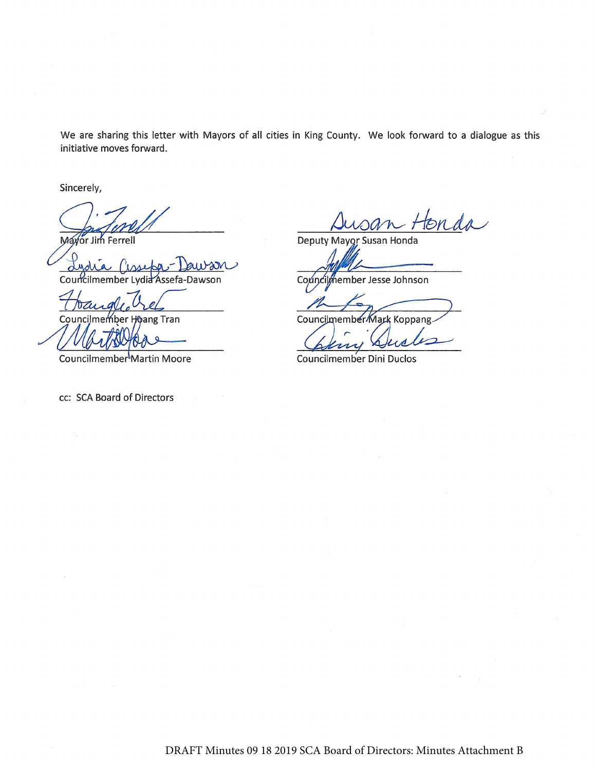We are sharing this letter with Mayors of all cities in King County. We look forward to a dialogue as this initiative moves forward.

Sincerely,

| | |
|---|---|
| Mayor Jim Ferrell | Deputy Mayor Susan Honda |
| Councilmember Lydia Assefa-Dawson | Councilmember Jesse Johnson |
| Councilmember Hoang Tran | Councilmember Mark Koppang |
| Councilmember Martin Moore | Councilmember Dini Duclos |

cc: SCA Board of Directors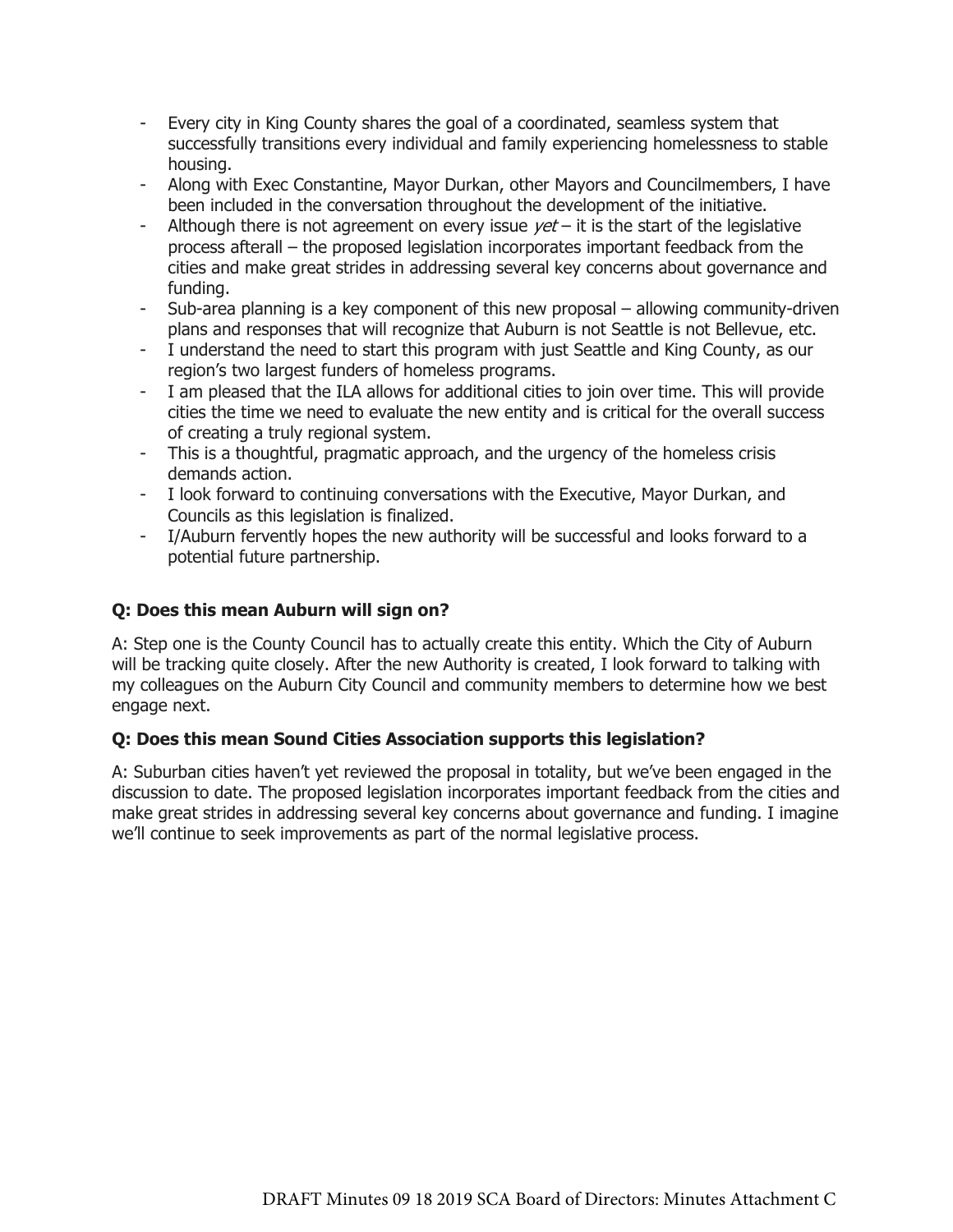- Every city in King County shares the goal of a coordinated, seamless system that successfully transitions every individual and family experiencing homelessness to stable housing.
- Along with Exec Constantine, Mayor Durkan, other Mayors and Councilmembers, I have been included in the conversation throughout the development of the initiative.
- Although there is not agreement on every issue *yet* – it is the start of the legislative process afterall – the proposed legislation incorporates important feedback from the cities and make great strides in addressing several key concerns about governance and funding.
- Sub-area planning is a key component of this new proposal – allowing community-driven plans and responses that will recognize that Auburn is not Seattle is not Bellevue, etc.
- I understand the need to start this program with just Seattle and King County, as our region's two largest funders of homeless programs.
- I am pleased that the ILA allows for additional cities to join over time. This will provide cities the time we need to evaluate the new entity and is critical for the overall success of creating a truly regional system.
- This is a thoughtful, pragmatic approach, and the urgency of the homeless crisis demands action.
- I look forward to continuing conversations with the Executive, Mayor Durkan, and Councils as this legislation is finalized.
- I/Auburn fervently hopes the new authority will be successful and looks forward to a potential future partnership.

**Q: Does this mean Auburn will sign on?**

A: Step one is the County Council has to actually create this entity. Which the City of Auburn will be tracking quite closely. After the new Authority is created, I look forward to talking with my colleagues on the Auburn City Council and community members to determine how we best engage next.

**Q: Does this mean Sound Cities Association supports this legislation?**

A: Suburban cities haven't yet reviewed the proposal in totality, but we've been engaged in the discussion to date. The proposed legislation incorporates important feedback from the cities and make great strides in addressing several key concerns about governance and funding. I imagine we'll continue to seek improvements as part of the normal legislative process.